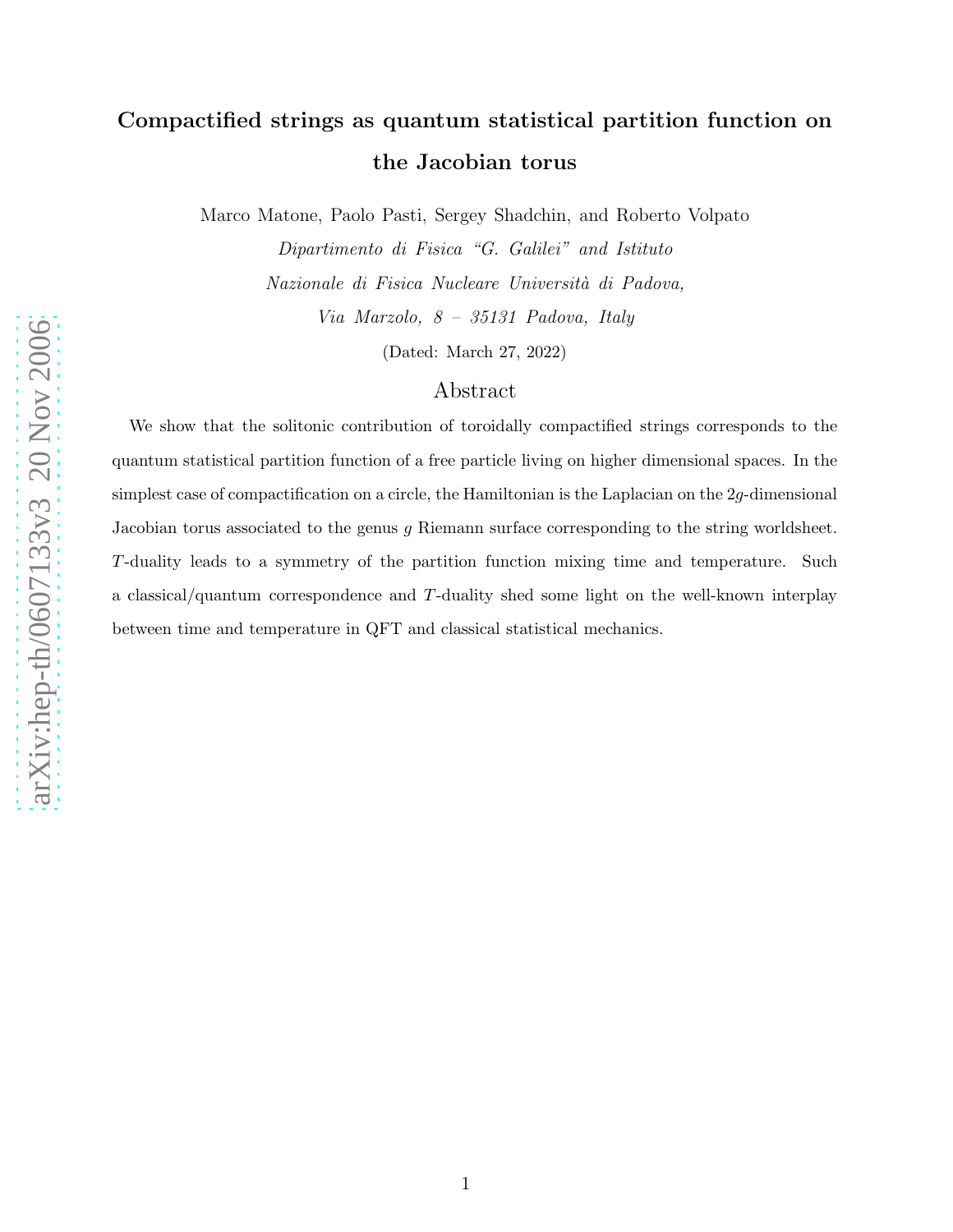# Compactified strings as quantum statistical partition function on the Jacobian torus

Marco Matone, Paolo Pasti, Sergey Shadchin, and Roberto Volpato

*Dipartimento di Fisica "G. Galilei" and Istituto*
*Nazionale di Fisica Nucleare Università di Padova,*
*Via Marzolo, 8 – 35131 Padova, Italy*

(Dated: March 27, 2022)

## Abstract

We show that the solitonic contribution of toroidally compactified strings corresponds to the quantum statistical partition function of a free particle living on higher dimensional spaces. In the simplest case of compactification on a circle, the Hamiltonian is the Laplacian on the $2g$-dimensional Jacobian torus associated to the genus $g$ Riemann surface corresponding to the string worldsheet. $T$-duality leads to a symmetry of the partition function mixing time and temperature. Such a classical/quantum correspondence and $T$-duality shed some light on the well-known interplay between time and temperature in QFT and classical statistical mechanics.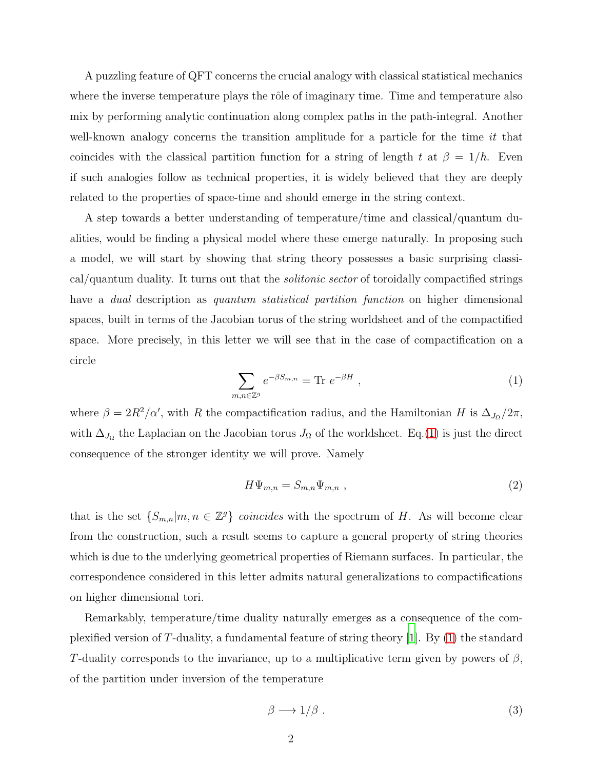A puzzling feature of QFT concerns the crucial analogy with classical statistical mechanics where the inverse temperature plays the rôle of imaginary time. Time and temperature also mix by performing analytic continuation along complex paths in the path-integral. Another well-known analogy concerns the transition amplitude for a particle for the time $it$ that coincides with the classical partition function for a string of length $t$ at $\beta = 1/\hbar$. Even if such analogies follow as technical properties, it is widely believed that they are deeply related to the properties of space-time and should emerge in the string context.

A step towards a better understanding of temperature/time and classical/quantum dualities, would be finding a physical model where these emerge naturally. In proposing such a model, we will start by showing that string theory possesses a basic surprising classical/quantum duality. It turns out that the *solitonic sector* of toroidally compactified strings have a *dual* description as *quantum statistical partition function* on higher dimensional spaces, built in terms of the Jacobian torus of the string worldsheet and of the compactified space. More precisely, in this letter we will see that in the case of compactification on a circle

$$\sum_{m,n\in\mathbb{Z}^g} e^{-\beta S_{m,n}} = \mathrm{Tr}\; e^{-\beta H} \;, \tag{1}$$

where $\beta = 2R^2/\alpha'$, with $R$ the compactification radius, and the Hamiltonian $H$ is $\Delta_{J_\Omega}/2\pi$, with $\Delta_{J_\Omega}$ the Laplacian on the Jacobian torus $J_\Omega$ of the worldsheet. Eq.(1) is just the direct consequence of the stronger identity we will prove. Namely

$$H\Psi_{m,n} = S_{m,n}\Psi_{m,n} \;, \tag{2}$$

that is the set $\{S_{m,n}|m,n\in\mathbb{Z}^g\}$ *coincides* with the spectrum of $H$. As will become clear from the construction, such a result seems to capture a general property of string theories which is due to the underlying geometrical properties of Riemann surfaces. In particular, the correspondence considered in this letter admits natural generalizations to compactifications on higher dimensional tori.

Remarkably, temperature/time duality naturally emerges as a consequence of the complexified version of $T$-duality, a fundamental feature of string theory [1]. By (1) the standard $T$-duality corresponds to the invariance, up to a multiplicative term given by powers of $\beta$, of the partition under inversion of the temperature

$$\beta \longrightarrow 1/\beta \;. \tag{3}$$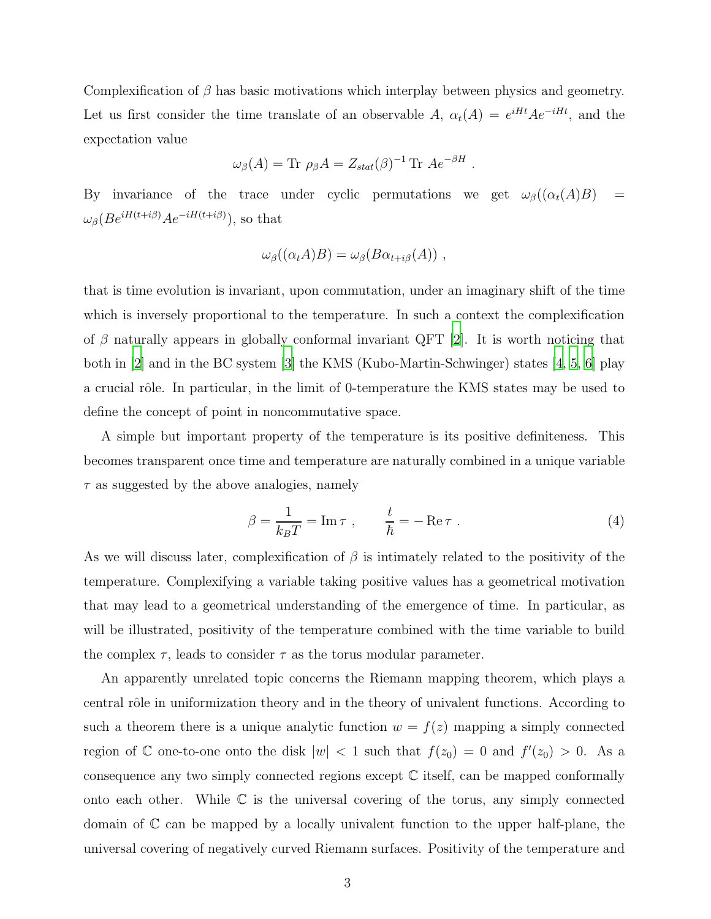Complexification of $\beta$ has basic motivations which interplay between physics and geometry. Let us first consider the time translate of an observable $A$, $\alpha_t(A) = e^{iHt}Ae^{-iHt}$, and the expectation value

$$\omega_\beta(A) = \mathrm{Tr}\ \rho_\beta A = Z_{stat}(\beta)^{-1}\,\mathrm{Tr}\ Ae^{-\beta H}\ .$$

By invariance of the trace under cyclic permutations we get $\omega_\beta((\alpha_t(A)B) = \omega_\beta(Be^{iH(t+i\beta)}Ae^{-iH(t+i\beta)})$, so that

$$\omega_\beta((\alpha_t A)B) = \omega_\beta(B\alpha_{t+i\beta}(A))\ ,$$

that is time evolution is invariant, upon commutation, under an imaginary shift of the time which is inversely proportional to the temperature. In such a context the complexification of $\beta$ naturally appears in globally conformal invariant QFT [2]. It is worth noticing that both in [2] and in the BC system [3] the KMS (Kubo-Martin-Schwinger) states [4, 5, 6] play a crucial rôle. In particular, in the limit of 0-temperature the KMS states may be used to define the concept of point in noncommutative space.

A simple but important property of the temperature is its positive definiteness. This becomes transparent once time and temperature are naturally combined in a unique variable $\tau$ as suggested by the above analogies, namely

$$\beta = \frac{1}{k_B T} = \mathrm{Im}\,\tau\ , \qquad \frac{t}{\hbar} = -\,\mathrm{Re}\,\tau\ . \tag{4}$$

As we will discuss later, complexification of $\beta$ is intimately related to the positivity of the temperature. Complexifying a variable taking positive values has a geometrical motivation that may lead to a geometrical understanding of the emergence of time. In particular, as will be illustrated, positivity of the temperature combined with the time variable to build the complex $\tau$, leads to consider $\tau$ as the torus modular parameter.

An apparently unrelated topic concerns the Riemann mapping theorem, which plays a central rôle in uniformization theory and in the theory of univalent functions. According to such a theorem there is a unique analytic function $w = f(z)$ mapping a simply connected region of $\mathbb{C}$ one-to-one onto the disk $|w| < 1$ such that $f(z_0) = 0$ and $f'(z_0) > 0$. As a consequence any two simply connected regions except $\mathbb{C}$ itself, can be mapped conformally onto each other. While $\mathbb{C}$ is the universal covering of the torus, any simply connected domain of $\mathbb{C}$ can be mapped by a locally univalent function to the upper half-plane, the universal covering of negatively curved Riemann surfaces. Positivity of the temperature and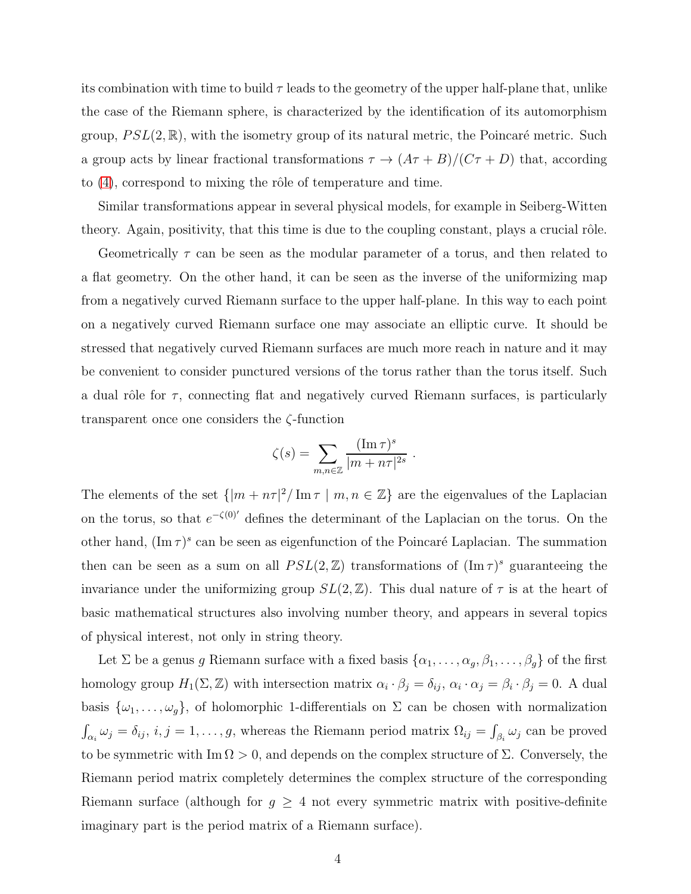its combination with time to build $\tau$ leads to the geometry of the upper half-plane that, unlike the case of the Riemann sphere, is characterized by the identification of its automorphism group, $PSL(2,\mathbb{R})$, with the isometry group of its natural metric, the Poincaré metric. Such a group acts by linear fractional transformations $\tau \to (A\tau + B)/(C\tau + D)$ that, according to (4), correspond to mixing the rôle of temperature and time.

Similar transformations appear in several physical models, for example in Seiberg-Witten theory. Again, positivity, that this time is due to the coupling constant, plays a crucial rôle.

Geometrically $\tau$ can be seen as the modular parameter of a torus, and then related to a flat geometry. On the other hand, it can be seen as the inverse of the uniformizing map from a negatively curved Riemann surface to the upper half-plane. In this way to each point on a negatively curved Riemann surface one may associate an elliptic curve. It should be stressed that negatively curved Riemann surfaces are much more reach in nature and it may be convenient to consider punctured versions of the torus rather than the torus itself. Such a dual rôle for $\tau$, connecting flat and negatively curved Riemann surfaces, is particularly transparent once one considers the $\zeta$-function

$$\zeta(s) = \sum_{m,n\in\mathbb{Z}} \frac{(\operatorname{Im}\tau)^s}{|m+n\tau|^{2s}} .$$

The elements of the set $\{|m+n\tau|^2/\operatorname{Im}\tau \mid m,n\in\mathbb{Z}\}$ are the eigenvalues of the Laplacian on the torus, so that $e^{-\zeta(0)'}$ defines the determinant of the Laplacian on the torus. On the other hand, $(\operatorname{Im}\tau)^s$ can be seen as eigenfunction of the Poincaré Laplacian. The summation then can be seen as a sum on all $PSL(2,\mathbb{Z})$ transformations of $(\operatorname{Im}\tau)^s$ guaranteeing the invariance under the uniformizing group $SL(2,\mathbb{Z})$. This dual nature of $\tau$ is at the heart of basic mathematical structures also involving number theory, and appears in several topics of physical interest, not only in string theory.

Let $\Sigma$ be a genus $g$ Riemann surface with a fixed basis $\{\alpha_1,\ldots,\alpha_g,\beta_1,\ldots,\beta_g\}$ of the first homology group $H_1(\Sigma,\mathbb{Z})$ with intersection matrix $\alpha_i\cdot\beta_j=\delta_{ij}$, $\alpha_i\cdot\alpha_j=\beta_i\cdot\beta_j=0$. A dual basis $\{\omega_1,\ldots,\omega_g\}$, of holomorphic 1-differentials on $\Sigma$ can be chosen with normalization $\int_{\alpha_i}\omega_j=\delta_{ij}$, $i,j=1,\ldots,g$, whereas the Riemann period matrix $\Omega_{ij}=\int_{\beta_i}\omega_j$ can be proved to be symmetric with $\operatorname{Im}\Omega>0$, and depends on the complex structure of $\Sigma$. Conversely, the Riemann period matrix completely determines the complex structure of the corresponding Riemann surface (although for $g\geq 4$ not every symmetric matrix with positive-definite imaginary part is the period matrix of a Riemann surface).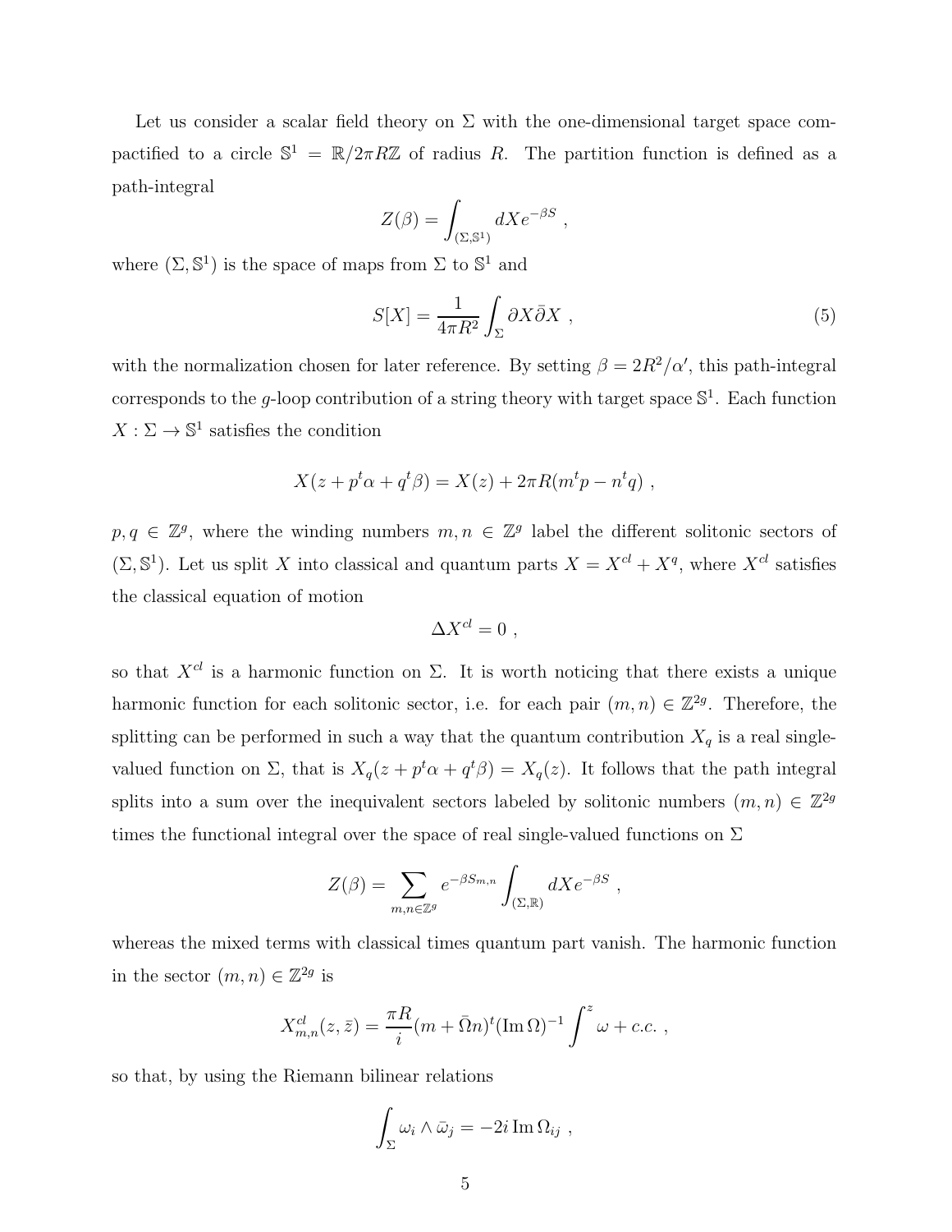Let us consider a scalar field theory on $\Sigma$ with the one-dimensional target space compactified to a circle $\mathbb{S}^1 = \mathbb{R}/2\pi R\mathbb{Z}$ of radius $R$. The partition function is defined as a path-integral

$$Z(\beta) = \int_{(\Sigma,\mathbb{S}^1)} dX e^{-\beta S} \ ,$$

where $(\Sigma, \mathbb{S}^1)$ is the space of maps from $\Sigma$ to $\mathbb{S}^1$ and

$$S[X] = \frac{1}{4\pi R^2}\int_\Sigma \partial X \bar{\partial} X \ , \tag{5}$$

with the normalization chosen for later reference. By setting $\beta = 2R^2/\alpha'$, this path-integral corresponds to the $g$-loop contribution of a string theory with target space $\mathbb{S}^1$. Each function $X : \Sigma \to \mathbb{S}^1$ satisfies the condition

$$X(z + p^t\alpha + q^t\beta) = X(z) + 2\pi R(m^t p - n^t q) \ ,$$

$p, q \in \mathbb{Z}^g$, where the winding numbers $m, n \in \mathbb{Z}^g$ label the different solitonic sectors of $(\Sigma, \mathbb{S}^1)$. Let us split $X$ into classical and quantum parts $X = X^{cl} + X^q$, where $X^{cl}$ satisfies the classical equation of motion

$$\Delta X^{cl} = 0 \ ,$$

so that $X^{cl}$ is a harmonic function on $\Sigma$. It is worth noticing that there exists a unique harmonic function for each solitonic sector, i.e. for each pair $(m, n) \in \mathbb{Z}^{2g}$. Therefore, the splitting can be performed in such a way that the quantum contribution $X_q$ is a real single-valued function on $\Sigma$, that is $X_q(z + p^t\alpha + q^t\beta) = X_q(z)$. It follows that the path integral splits into a sum over the inequivalent sectors labeled by solitonic numbers $(m, n) \in \mathbb{Z}^{2g}$ times the functional integral over the space of real single-valued functions on $\Sigma$

$$Z(\beta) = \sum_{m,n\in\mathbb{Z}^g} e^{-\beta S_{m,n}} \int_{(\Sigma,\mathbb{R})} dX e^{-\beta S} \ ,$$

whereas the mixed terms with classical times quantum part vanish. The harmonic function in the sector $(m, n) \in \mathbb{Z}^{2g}$ is

$$X^{cl}_{m,n}(z, \bar{z}) = \frac{\pi R}{i}(m + \bar{\Omega} n)^t (\mathrm{Im}\,\Omega)^{-1} \int^z \omega + c.c. \ ,$$

so that, by using the Riemann bilinear relations

$$\int_\Sigma \omega_i \wedge \bar{\omega}_j = -2i\,\mathrm{Im}\,\Omega_{ij} \ ,$$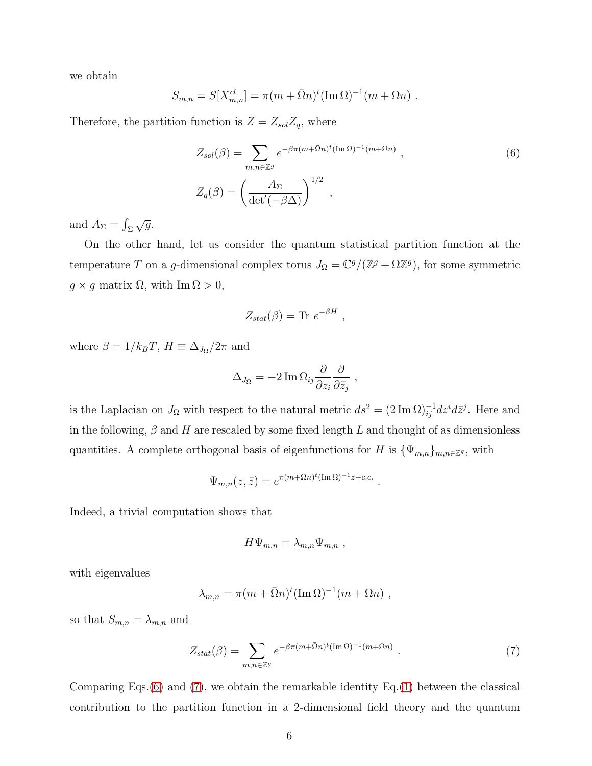we obtain

$$S_{m,n} = S[X^{cl}_{m,n}] = \pi(m+\bar{\Omega}n)^t(\operatorname{Im}\Omega)^{-1}(m+\Omega n) \ .$$

Therefore, the partition function is $Z = Z_{sol} Z_q$, where

$$Z_{sol}(\beta) = \sum_{m,n\in\mathbb{Z}^g} e^{-\beta\pi(m+\bar{\Omega}n)^t(\operatorname{Im}\Omega)^{-1}(m+\Omega n)} \ , \tag{6}$$

$$Z_q(\beta) = \left(\frac{A_\Sigma}{\det{}'(-\beta\Delta)}\right)^{1/2} \ ,$$

and $A_\Sigma = \int_\Sigma \sqrt{g}$.

On the other hand, let us consider the quantum statistical partition function at the temperature $T$ on a $g$-dimensional complex torus $J_\Omega = \mathbb{C}^g/(\mathbb{Z}^g + \Omega\mathbb{Z}^g)$, for some symmetric $g\times g$ matrix $\Omega$, with $\operatorname{Im}\Omega > 0$,

$$Z_{stat}(\beta) = \operatorname{Tr}\, e^{-\beta H} \ ,$$

where $\beta = 1/k_B T$, $H \equiv \Delta_{J_\Omega}/2\pi$ and

$$\Delta_{J_\Omega} = -2\operatorname{Im}\Omega_{ij}\frac{\partial}{\partial z_i}\frac{\partial}{\partial \bar{z}_j} \ ,$$

is the Laplacian on $J_\Omega$ with respect to the natural metric $ds^2 = (2\operatorname{Im}\Omega)^{-1}_{ij} dz^i d\bar{z}^j$. Here and in the following, $\beta$ and $H$ are rescaled by some fixed length $L$ and thought of as dimensionless quantities. A complete orthogonal basis of eigenfunctions for $H$ is $\{\Psi_{m,n}\}_{m,n\in\mathbb{Z}^g}$, with

$$\Psi_{m,n}(z,\bar{z}) = e^{\pi(m+\bar{\Omega}n)^t(\operatorname{Im}\Omega)^{-1}z - c.c.} \ .$$

Indeed, a trivial computation shows that

$$H\Psi_{m,n} = \lambda_{m,n}\Psi_{m,n} \ ,$$

with eigenvalues

$$\lambda_{m,n} = \pi(m+\bar{\Omega}n)^t(\operatorname{Im}\Omega)^{-1}(m+\Omega n) \ ,$$

so that $S_{m,n} = \lambda_{m,n}$ and

$$Z_{stat}(\beta) = \sum_{m,n\in\mathbb{Z}^g} e^{-\beta\pi(m+\bar{\Omega}n)^t(\operatorname{Im}\Omega)^{-1}(m+\Omega n)} \ . \tag{7}$$

Comparing Eqs.(6) and (7), we obtain the remarkable identity Eq.(1) between the classical contribution to the partition function in a 2-dimensional field theory and the quantum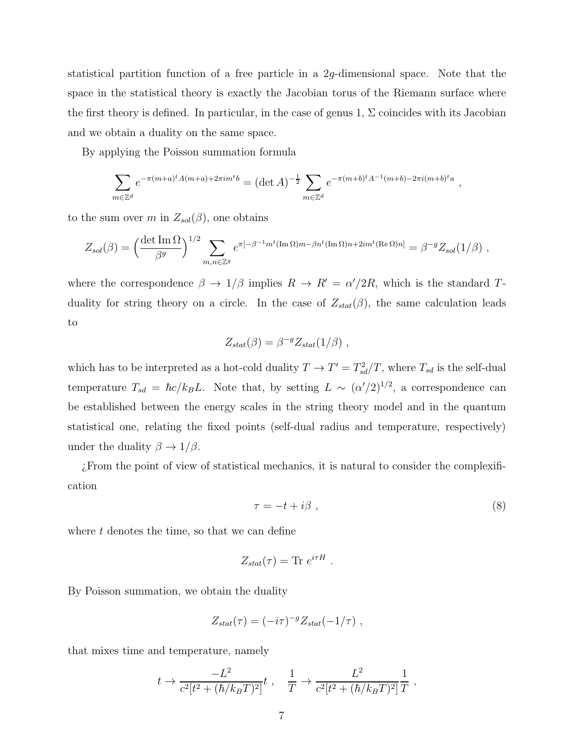statistical partition function of a free particle in a $2g$-dimensional space. Note that the space in the statistical theory is exactly the Jacobian torus of the Riemann surface where the first theory is defined. In particular, in the case of genus 1, $\Sigma$ coincides with its Jacobian and we obtain a duality on the same space.

By applying the Poisson summation formula

$$\sum_{m\in\mathbb{Z}^d} e^{-\pi(m+a)^t A(m+a)+2\pi i m^t b} = (\det A)^{-\frac{1}{2}} \sum_{m\in\mathbb{Z}^d} e^{-\pi(m+b)^t A^{-1}(m+b)-2\pi i(m+b)^t a} ,$$

to the sum over $m$ in $Z_{sol}(\beta)$, one obtains

$$Z_{sol}(\beta) = \Big(\frac{\det \mathrm{Im}\,\Omega}{\beta^g}\Big)^{1/2} \sum_{m,n\in\mathbb{Z}^g} e^{\pi[-\beta^{-1}m^t(\mathrm{Im}\,\Omega)m-\beta n^t(\mathrm{Im}\,\Omega)n+2im^t(\mathrm{Re}\,\Omega)n]} = \beta^{-g} Z_{sol}(1/\beta) ,$$

where the correspondence $\beta \to 1/\beta$ implies $R \to R' = \alpha'/2R$, which is the standard $T$-duality for string theory on a circle. In the case of $Z_{stat}(\beta)$, the same calculation leads to

$$Z_{stat}(\beta) = \beta^{-g} Z_{stat}(1/\beta) ,$$

which has to be interpreted as a hot-cold duality $T \to T' = T_{sd}^2/T$, where $T_{sd}$ is the self-dual temperature $T_{sd} = \hbar c/k_B L$. Note that, by setting $L \sim (\alpha'/2)^{1/2}$, a correspondence can be established between the energy scales in the string theory model and in the quantum statistical one, relating the fixed points (self-dual radius and temperature, respectively) under the duality $\beta \to 1/\beta$.

¿From the point of view of statistical mechanics, it is natural to consider the complexification

$$\tau = -t + i\beta , \tag{8}$$

where $t$ denotes the time, so that we can define

$$Z_{stat}(\tau) = \mathrm{Tr}\; e^{i\tau H} .$$

By Poisson summation, we obtain the duality

$$Z_{stat}(\tau) = (-i\tau)^{-g} Z_{stat}(-1/\tau) ,$$

that mixes time and temperature, namely

$$t \to \frac{-L^2}{c^2[t^2+(\hbar/k_B T)^2]}t , \quad \frac{1}{T} \to \frac{L^2}{c^2[t^2+(\hbar/k_B T)^2]}\frac{1}{T} ,$$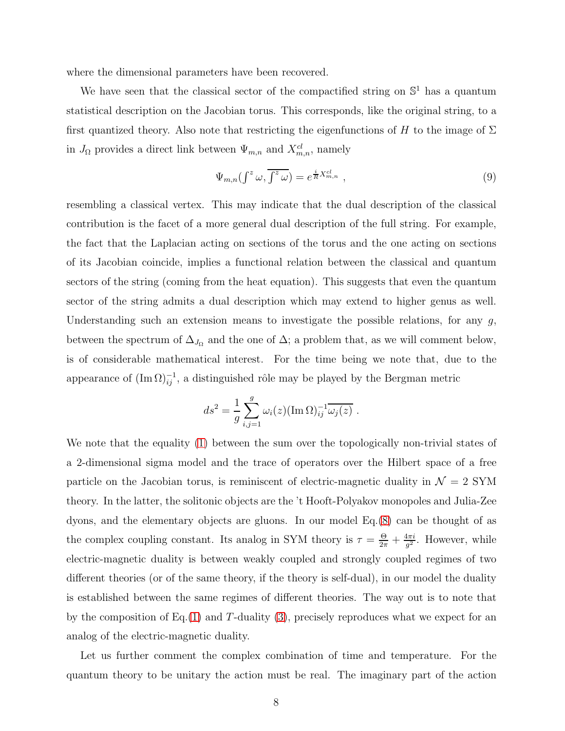where the dimensional parameters have been recovered.

We have seen that the classical sector of the compactified string on $\mathbb{S}^1$ has a quantum statistical description on the Jacobian torus. This corresponds, like the original string, to a first quantized theory. Also note that restricting the eigenfunctions of $H$ to the image of $\Sigma$ in $J_\Omega$ provides a direct link between $\Psi_{m,n}$ and $X^{cl}_{m,n}$, namely

$$
\Psi_{m,n}(\textstyle\int^z \omega, \overline{\int^z \omega}) = e^{\frac{i}{R}X^{cl}_{m,n}} \ , \tag{9}
$$

resembling a classical vertex. This may indicate that the dual description of the classical contribution is the facet of a more general dual description of the full string. For example, the fact that the Laplacian acting on sections of the torus and the one acting on sections of its Jacobian coincide, implies a functional relation between the classical and quantum sectors of the string (coming from the heat equation). This suggests that even the quantum sector of the string admits a dual description which may extend to higher genus as well. Understanding such an extension means to investigate the possible relations, for any $g$, between the spectrum of $\Delta_{J_\Omega}$ and the one of $\Delta$; a problem that, as we will comment below, is of considerable mathematical interest. For the time being we note that, due to the appearance of $(\mathrm{Im}\,\Omega)^{-1}_{ij}$, a distinguished rôle may be played by the Bergman metric

$$
ds^2 = \frac{1}{g}\sum_{i,j=1}^{g} \omega_i(z)(\mathrm{Im}\,\Omega)^{-1}_{ij}\overline{\omega_j(z)} \ .
$$

We note that the equality (1) between the sum over the topologically non-trivial states of a 2-dimensional sigma model and the trace of operators over the Hilbert space of a free particle on the Jacobian torus, is reminiscent of electric-magnetic duality in $\mathcal{N} = 2$ SYM theory. In the latter, the solitonic objects are the 't Hooft-Polyakov monopoles and Julia-Zee dyons, and the elementary objects are gluons. In our model Eq.(8) can be thought of as the complex coupling constant. Its analog in SYM theory is $\tau = \frac{\Theta}{2\pi} + \frac{4\pi i}{g^2}$. However, while electric-magnetic duality is between weakly coupled and strongly coupled regimes of two different theories (or of the same theory, if the theory is self-dual), in our model the duality is established between the same regimes of different theories. The way out is to note that by the composition of Eq.(1) and $T$-duality (3), precisely reproduces what we expect for an analog of the electric-magnetic duality.

Let us further comment the complex combination of time and temperature. For the quantum theory to be unitary the action must be real. The imaginary part of the action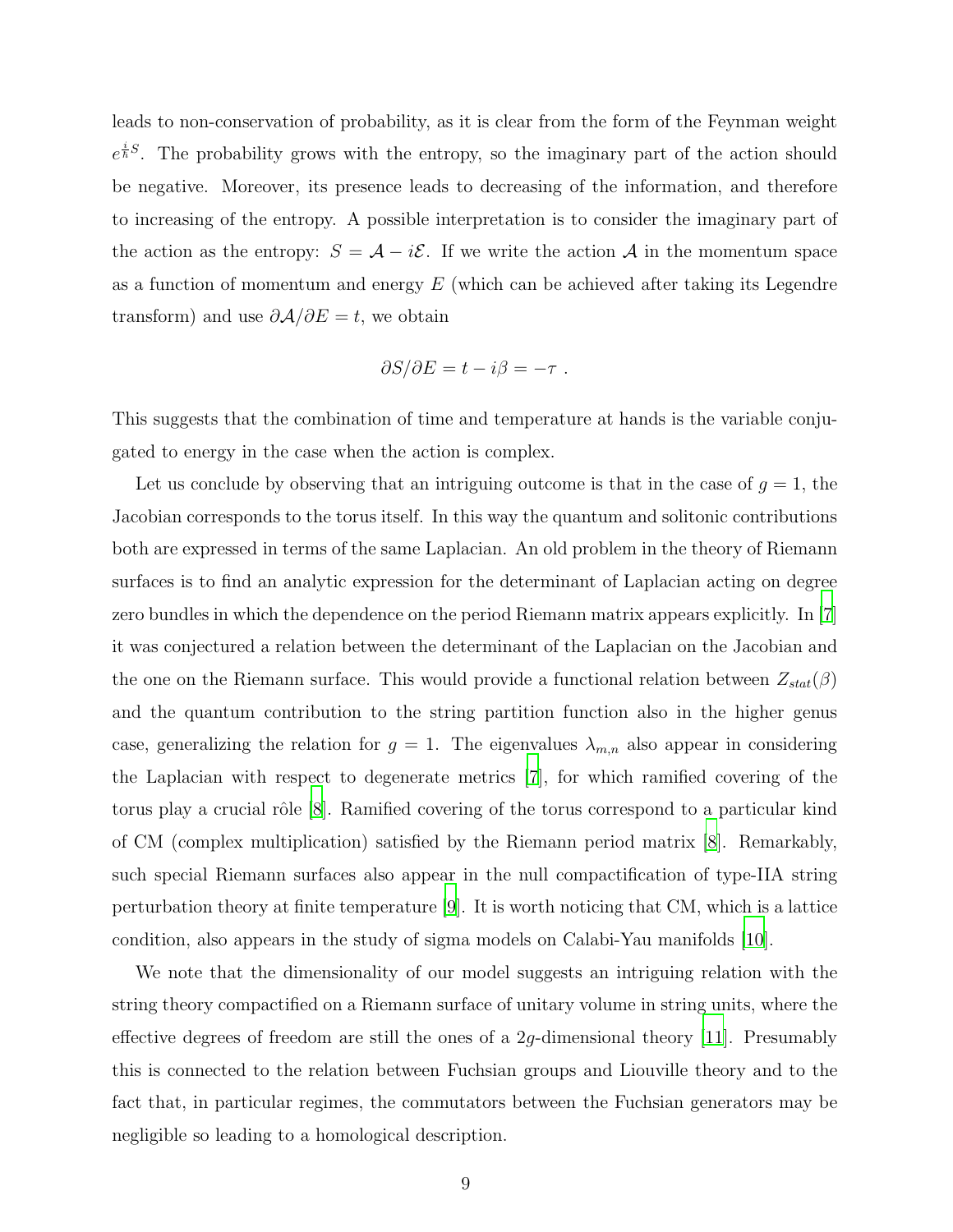leads to non-conservation of probability, as it is clear from the form of the Feynman weight $e^{\frac{i}{\hbar}S}$. The probability grows with the entropy, so the imaginary part of the action should be negative. Moreover, its presence leads to decreasing of the information, and therefore to increasing of the entropy. A possible interpretation is to consider the imaginary part of the action as the entropy: $S = \mathcal{A} - i\mathcal{E}$. If we write the action $\mathcal{A}$ in the momentum space as a function of momentum and energy $E$ (which can be achieved after taking its Legendre transform) and use $\partial\mathcal{A}/\partial E = t$, we obtain

$$\partial S/\partial E = t - i\beta = -\tau \ .$$

This suggests that the combination of time and temperature at hands is the variable conjugated to energy in the case when the action is complex.

Let us conclude by observing that an intriguing outcome is that in the case of $g = 1$, the Jacobian corresponds to the torus itself. In this way the quantum and solitonic contributions both are expressed in terms of the same Laplacian. An old problem in the theory of Riemann surfaces is to find an analytic expression for the determinant of Laplacian acting on degree zero bundles in which the dependence on the period Riemann matrix appears explicitly. In [7] it was conjectured a relation between the determinant of the Laplacian on the Jacobian and the one on the Riemann surface. This would provide a functional relation between $Z_{stat}(\beta)$ and the quantum contribution to the string partition function also in the higher genus case, generalizing the relation for $g = 1$. The eigenvalues $\lambda_{m,n}$ also appear in considering the Laplacian with respect to degenerate metrics [7], for which ramified covering of the torus play a crucial rôle [8]. Ramified covering of the torus correspond to a particular kind of CM (complex multiplication) satisfied by the Riemann period matrix [8]. Remarkably, such special Riemann surfaces also appear in the null compactification of type-IIA string perturbation theory at finite temperature [9]. It is worth noticing that CM, which is a lattice condition, also appears in the study of sigma models on Calabi-Yau manifolds [10].

We note that the dimensionality of our model suggests an intriguing relation with the string theory compactified on a Riemann surface of unitary volume in string units, where the effective degrees of freedom are still the ones of a $2g$-dimensional theory [11]. Presumably this is connected to the relation between Fuchsian groups and Liouville theory and to the fact that, in particular regimes, the commutators between the Fuchsian generators may be negligible so leading to a homological description.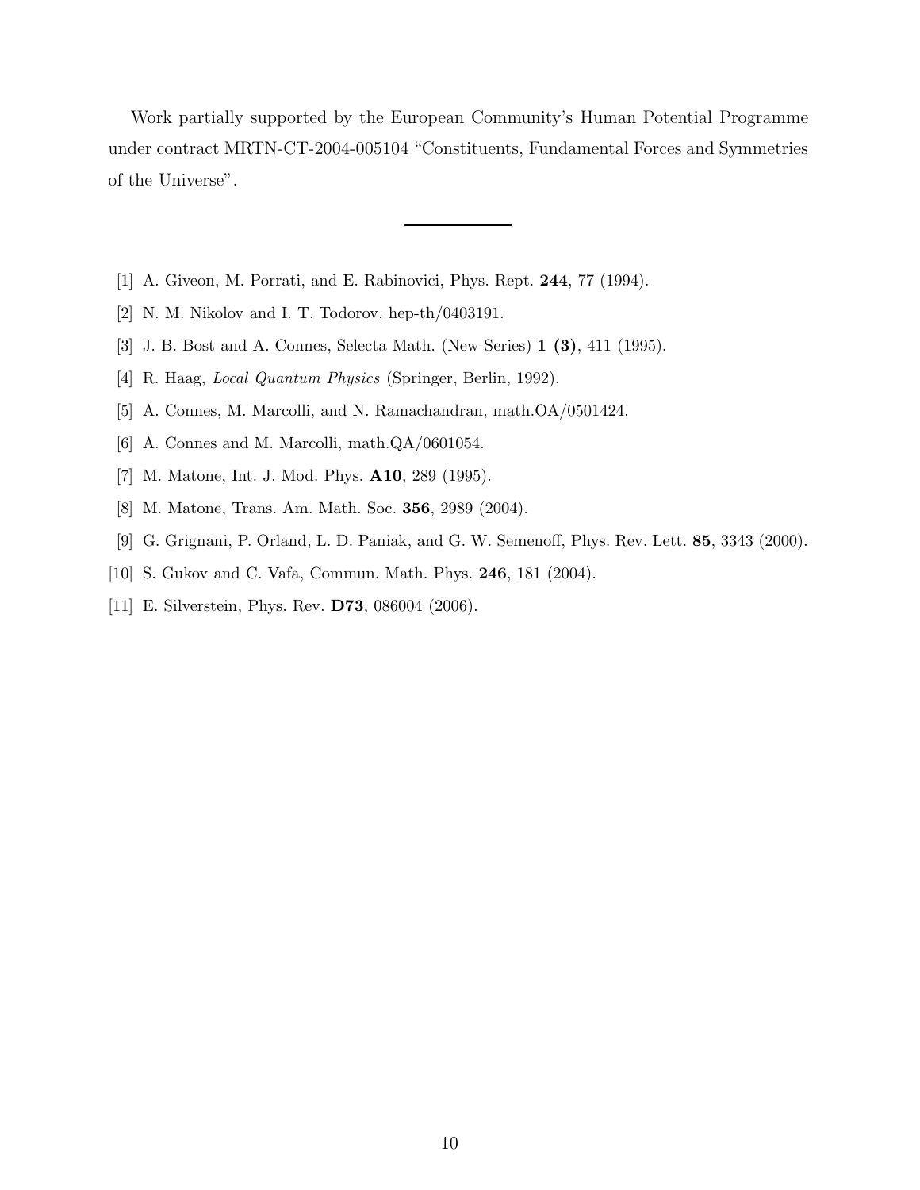Work partially supported by the European Community's Human Potential Programme under contract MRTN-CT-2004-005104 "Constituents, Fundamental Forces and Symmetries of the Universe".

---

[1] A. Giveon, M. Porrati, and E. Rabinovici, Phys. Rept. **244**, 77 (1994).

[2] N. M. Nikolov and I. T. Todorov, hep-th/0403191.

[3] J. B. Bost and A. Connes, Selecta Math. (New Series) **1 (3)**, 411 (1995).

[4] R. Haag, *Local Quantum Physics* (Springer, Berlin, 1992).

[5] A. Connes, M. Marcolli, and N. Ramachandran, math.OA/0501424.

[6] A. Connes and M. Marcolli, math.QA/0601054.

[7] M. Matone, Int. J. Mod. Phys. **A10**, 289 (1995).

[8] M. Matone, Trans. Am. Math. Soc. **356**, 2989 (2004).

[9] G. Grignani, P. Orland, L. D. Paniak, and G. W. Semenoff, Phys. Rev. Lett. **85**, 3343 (2000).

[10] S. Gukov and C. Vafa, Commun. Math. Phys. **246**, 181 (2004).

[11] E. Silverstein, Phys. Rev. **D73**, 086004 (2006).